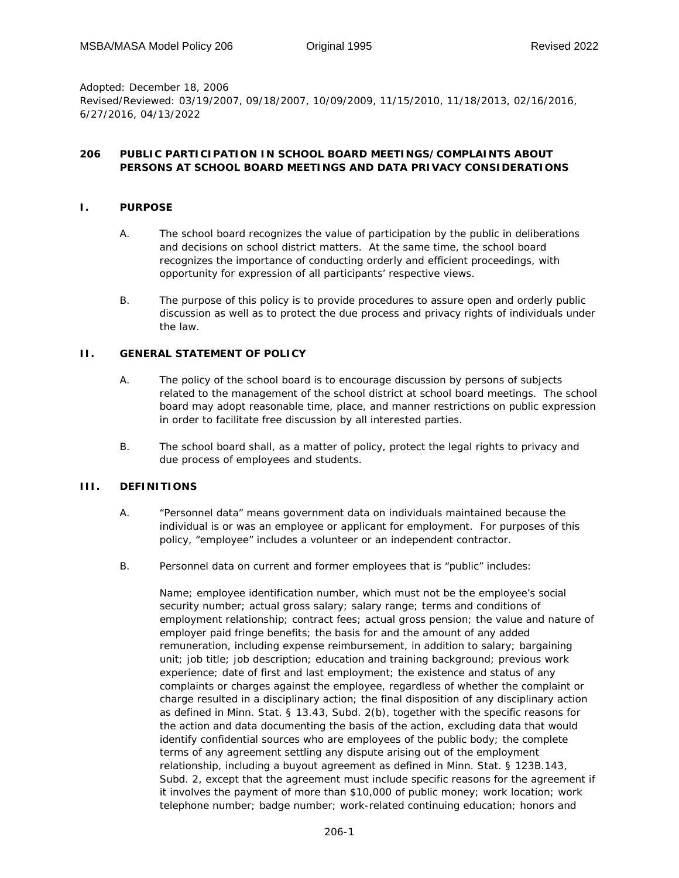Adopted: December 18, 2006
Revised/Reviewed: 03/19/2007, 09/18/2007, 10/09/2009, 11/15/2010, 11/18/2013, 02/16/2016, 6/27/2016, 04/13/2022

# 206 PUBLIC PARTICIPATION IN SCHOOL BOARD MEETINGS/COMPLAINTS ABOUT PERSONS AT SCHOOL BOARD MEETINGS AND DATA PRIVACY CONSIDERATIONS

## I. PURPOSE

A. The school board recognizes the value of participation by the public in deliberations and decisions on school district matters. At the same time, the school board recognizes the importance of conducting orderly and efficient proceedings, with opportunity for expression of all participants' respective views.

B. The purpose of this policy is to provide procedures to assure open and orderly public discussion as well as to protect the due process and privacy rights of individuals under the law.

## II. GENERAL STATEMENT OF POLICY

A. The policy of the school board is to encourage discussion by persons of subjects related to the management of the school district at school board meetings. The school board may adopt reasonable time, place, and manner restrictions on public expression in order to facilitate free discussion by all interested parties.

B. The school board shall, as a matter of policy, protect the legal rights to privacy and due process of employees and students.

## III. DEFINITIONS

A. "Personnel data" means government data on individuals maintained because the individual is or was an employee or applicant for employment. For purposes of this policy, "employee" includes a volunteer or an independent contractor.

B. Personnel data on current and former employees that is "public" includes:

Name; employee identification number, which must not be the employee's social security number; actual gross salary; salary range; terms and conditions of employment relationship; contract fees; actual gross pension; the value and nature of employer paid fringe benefits; the basis for and the amount of any added remuneration, including expense reimbursement, in addition to salary; bargaining unit; job title; job description; education and training background; previous work experience; date of first and last employment; the existence and status of any complaints or charges against the employee, regardless of whether the complaint or charge resulted in a disciplinary action; the final disposition of any disciplinary action as defined in Minn. Stat. § 13.43, Subd. 2(b), together with the specific reasons for the action and data documenting the basis of the action, excluding data that would identify confidential sources who are employees of the public body; the complete terms of any agreement settling any dispute arising out of the employment relationship, including a buyout agreement as defined in Minn. Stat. § 123B.143, Subd. 2, except that the agreement must include specific reasons for the agreement if it involves the payment of more than $10,000 of public money; work location; work telephone number; badge number; work-related continuing education; honors and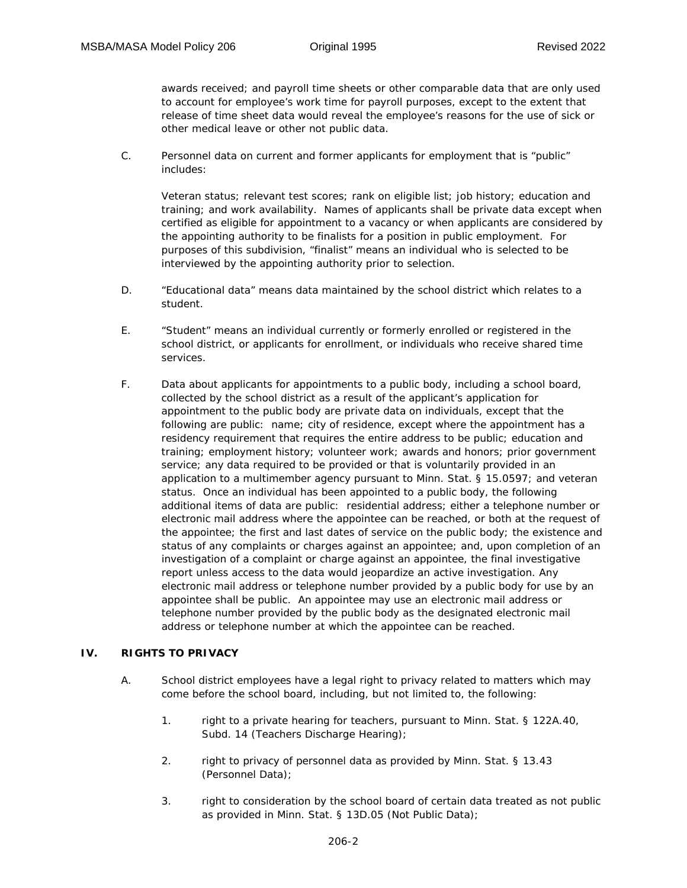awards received; and payroll time sheets or other comparable data that are only used to account for employee's work time for payroll purposes, except to the extent that release of time sheet data would reveal the employee's reasons for the use of sick or other medical leave or other not public data.

C. Personnel data on current and former applicants for employment that is "public" includes:

Veteran status; relevant test scores; rank on eligible list; job history; education and training; and work availability. Names of applicants shall be private data except when certified as eligible for appointment to a vacancy or when applicants are considered by the appointing authority to be finalists for a position in public employment. For purposes of this subdivision, "finalist" means an individual who is selected to be interviewed by the appointing authority prior to selection.

D. "Educational data" means data maintained by the school district which relates to a student.

E. "Student" means an individual currently or formerly enrolled or registered in the school district, or applicants for enrollment, or individuals who receive shared time services.

F. Data about applicants for appointments to a public body, including a school board, collected by the school district as a result of the applicant's application for appointment to the public body are private data on individuals, except that the following are public: name; city of residence, except where the appointment has a residency requirement that requires the entire address to be public; education and training; employment history; volunteer work; awards and honors; prior government service; any data required to be provided or that is voluntarily provided in an application to a multimember agency pursuant to Minn. Stat. § 15.0597; and veteran status. Once an individual has been appointed to a public body, the following additional items of data are public: residential address; either a telephone number or electronic mail address where the appointee can be reached, or both at the request of the appointee; the first and last dates of service on the public body; the existence and status of any complaints or charges against an appointee; and, upon completion of an investigation of a complaint or charge against an appointee, the final investigative report unless access to the data would jeopardize an active investigation. Any electronic mail address or telephone number provided by a public body for use by an appointee shall be public. An appointee may use an electronic mail address or telephone number provided by the public body as the designated electronic mail address or telephone number at which the appointee can be reached.

## IV. RIGHTS TO PRIVACY

A. School district employees have a legal right to privacy related to matters which may come before the school board, including, but not limited to, the following:

1. right to a private hearing for teachers, pursuant to Minn. Stat. § 122A.40, Subd. 14 (Teachers Discharge Hearing);

2. right to privacy of personnel data as provided by Minn. Stat. § 13.43 (Personnel Data);

3. right to consideration by the school board of certain data treated as not public as provided in Minn. Stat. § 13D.05 (Not Public Data);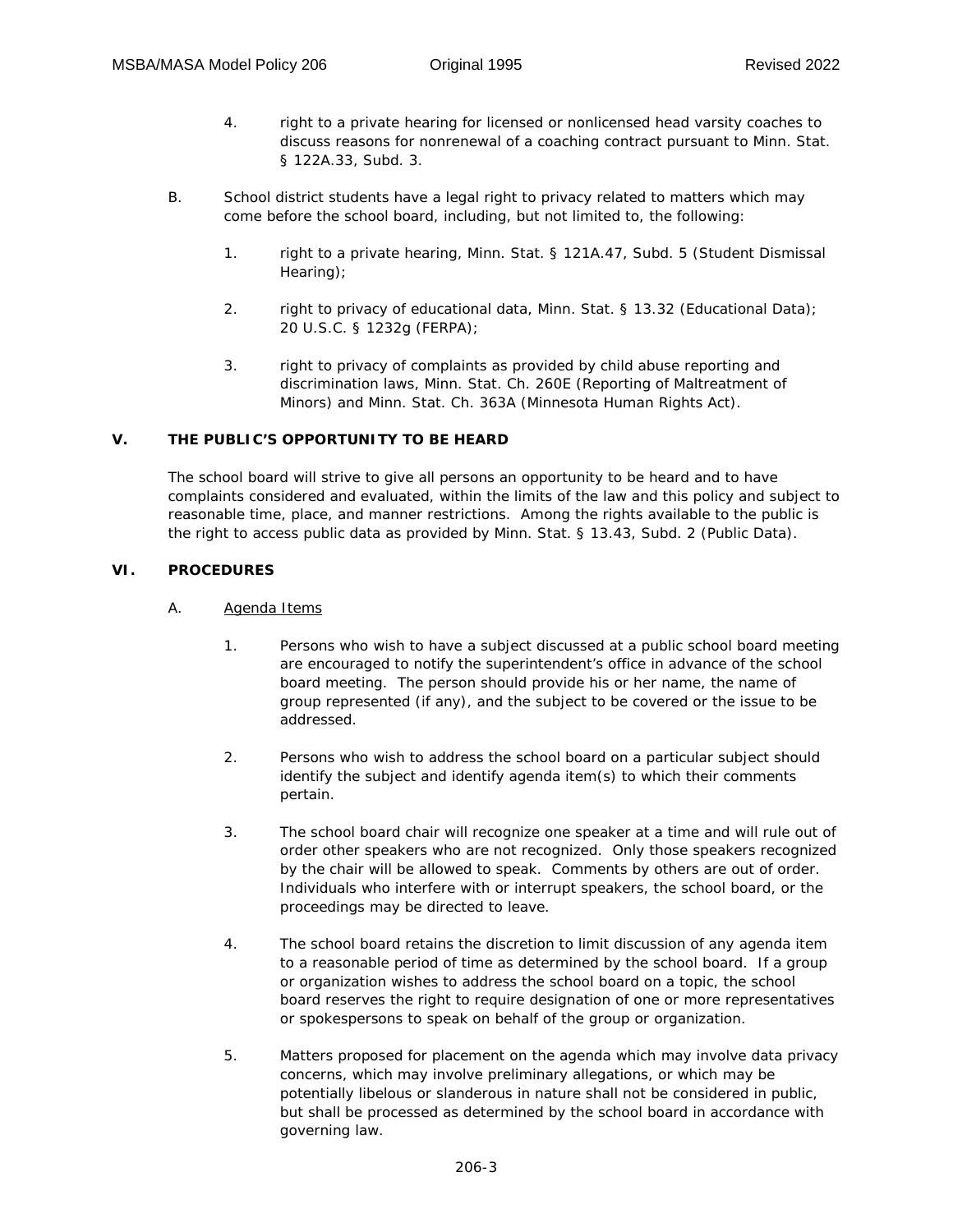4. right to a private hearing for licensed or nonlicensed head varsity coaches to discuss reasons for nonrenewal of a coaching contract pursuant to Minn. Stat. § 122A.33, Subd. 3.

B. School district students have a legal right to privacy related to matters which may come before the school board, including, but not limited to, the following:

1. right to a private hearing, Minn. Stat. § 121A.47, Subd. 5 (Student Dismissal Hearing);

2. right to privacy of educational data, Minn. Stat. § 13.32 (Educational Data); 20 U.S.C. § 1232g (FERPA);

3. right to privacy of complaints as provided by child abuse reporting and discrimination laws, Minn. Stat. Ch. 260E (Reporting of Maltreatment of Minors) and Minn. Stat. Ch. 363A (Minnesota Human Rights Act).

## V. THE PUBLIC'S OPPORTUNITY TO BE HEARD

The school board will strive to give all persons an opportunity to be heard and to have complaints considered and evaluated, within the limits of the law and this policy and subject to reasonable time, place, and manner restrictions. Among the rights available to the public is the right to access public data as provided by Minn. Stat. § 13.43, Subd. 2 (Public Data).

## VI. PROCEDURES

A. Agenda Items

1. Persons who wish to have a subject discussed at a public school board meeting are encouraged to notify the superintendent's office in advance of the school board meeting. The person should provide his or her name, the name of group represented (if any), and the subject to be covered or the issue to be addressed.

2. Persons who wish to address the school board on a particular subject should identify the subject and identify agenda item(s) to which their comments pertain.

3. The school board chair will recognize one speaker at a time and will rule out of order other speakers who are not recognized. Only those speakers recognized by the chair will be allowed to speak. Comments by others are out of order. Individuals who interfere with or interrupt speakers, the school board, or the proceedings may be directed to leave.

4. The school board retains the discretion to limit discussion of any agenda item to a reasonable period of time as determined by the school board. If a group or organization wishes to address the school board on a topic, the school board reserves the right to require designation of one or more representatives or spokespersons to speak on behalf of the group or organization.

5. Matters proposed for placement on the agenda which may involve data privacy concerns, which may involve preliminary allegations, or which may be potentially libelous or slanderous in nature shall not be considered in public, but shall be processed as determined by the school board in accordance with governing law.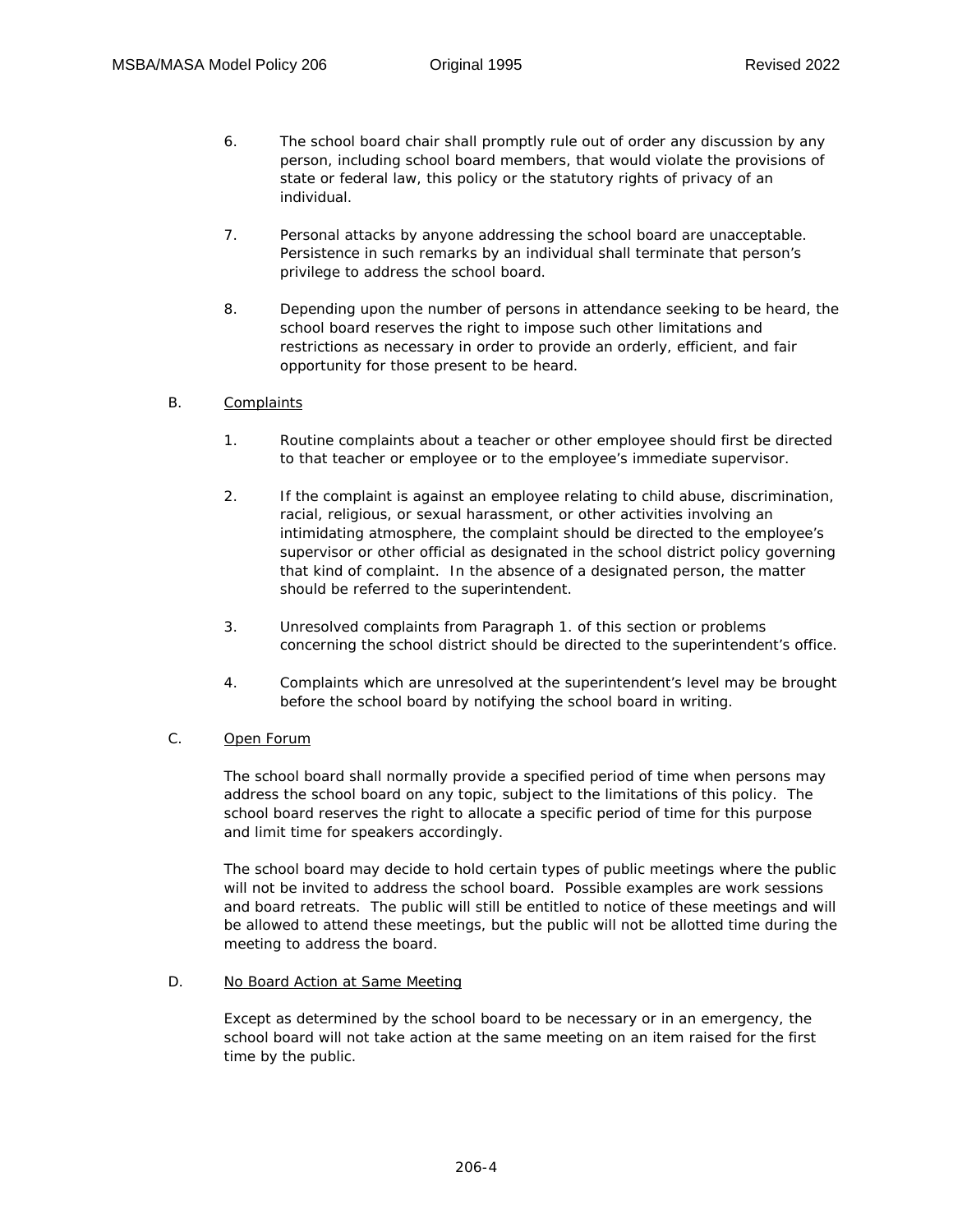6. The school board chair shall promptly rule out of order any discussion by any person, including school board members, that would violate the provisions of state or federal law, this policy or the statutory rights of privacy of an individual.

7. Personal attacks by anyone addressing the school board are unacceptable. Persistence in such remarks by an individual shall terminate that person's privilege to address the school board.

8. Depending upon the number of persons in attendance seeking to be heard, the school board reserves the right to impose such other limitations and restrictions as necessary in order to provide an orderly, efficient, and fair opportunity for those present to be heard.

B. Complaints

1. Routine complaints about a teacher or other employee should first be directed to that teacher or employee or to the employee's immediate supervisor.

2. If the complaint is against an employee relating to child abuse, discrimination, racial, religious, or sexual harassment, or other activities involving an intimidating atmosphere, the complaint should be directed to the employee's supervisor or other official as designated in the school district policy governing that kind of complaint. In the absence of a designated person, the matter should be referred to the superintendent.

3. Unresolved complaints from Paragraph 1. of this section or problems concerning the school district should be directed to the superintendent's office.

4. Complaints which are unresolved at the superintendent's level may be brought before the school board by notifying the school board in writing.

C. Open Forum

The school board shall normally provide a specified period of time when persons may address the school board on any topic, subject to the limitations of this policy. The school board reserves the right to allocate a specific period of time for this purpose and limit time for speakers accordingly.

The school board may decide to hold certain types of public meetings where the public will not be invited to address the school board. Possible examples are work sessions and board retreats. The public will still be entitled to notice of these meetings and will be allowed to attend these meetings, but the public will not be allotted time during the meeting to address the board.

D. No Board Action at Same Meeting

Except as determined by the school board to be necessary or in an emergency, the school board will not take action at the same meeting on an item raised for the first time by the public.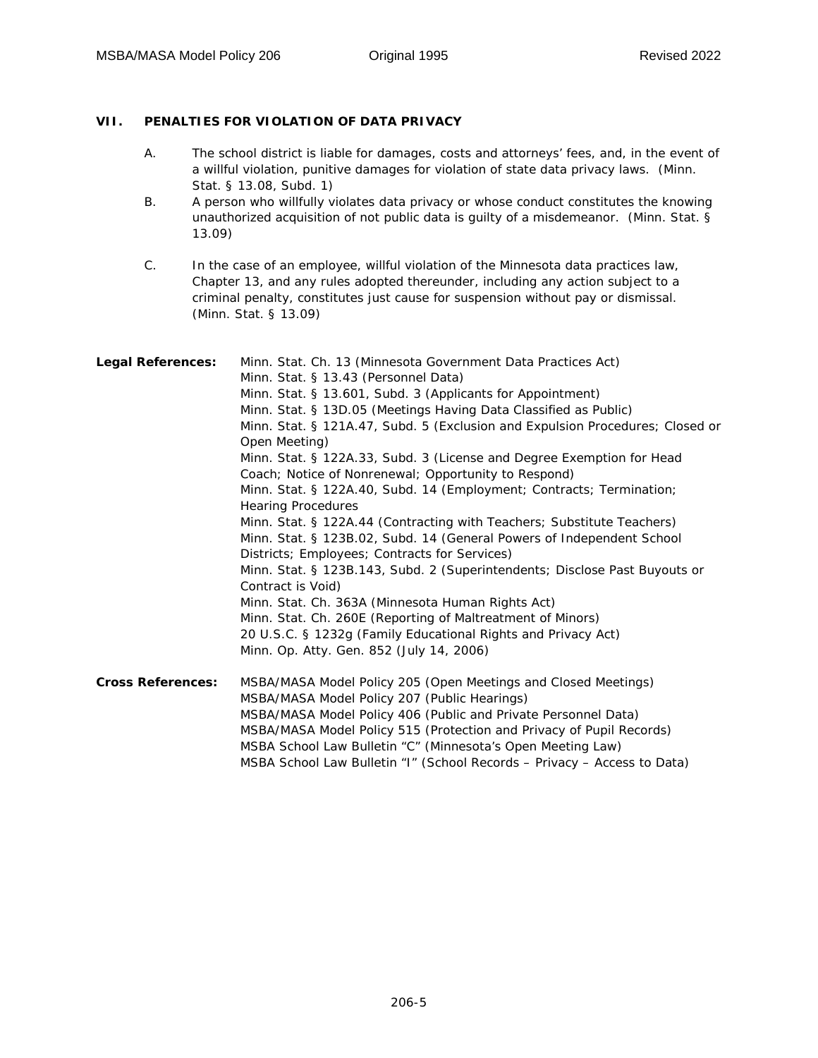## VII. PENALTIES FOR VIOLATION OF DATA PRIVACY

A. The school district is liable for damages, costs and attorneys' fees, and, in the event of a willful violation, punitive damages for violation of state data privacy laws. (Minn. Stat. § 13.08, Subd. 1)

B. A person who willfully violates data privacy or whose conduct constitutes the knowing unauthorized acquisition of not public data is guilty of a misdemeanor. (Minn. Stat. § 13.09)

C. In the case of an employee, willful violation of the Minnesota data practices law, Chapter 13, and any rules adopted thereunder, including any action subject to a criminal penalty, constitutes just cause for suspension without pay or dismissal. (Minn. Stat. § 13.09)

**Legal References:**
Minn. Stat. Ch. 13 (Minnesota Government Data Practices Act)
Minn. Stat. § 13.43 (Personnel Data)
Minn. Stat. § 13.601, Subd. 3 (Applicants for Appointment)
Minn. Stat. § 13D.05 (Meetings Having Data Classified as Public)
Minn. Stat. § 121A.47, Subd. 5 (Exclusion and Expulsion Procedures; Closed or Open Meeting)
Minn. Stat. § 122A.33, Subd. 3 (License and Degree Exemption for Head Coach; Notice of Nonrenewal; Opportunity to Respond)
Minn. Stat. § 122A.40, Subd. 14 (Employment; Contracts; Termination; Hearing Procedures
Minn. Stat. § 122A.44 (Contracting with Teachers; Substitute Teachers)
Minn. Stat. § 123B.02, Subd. 14 (General Powers of Independent School Districts; Employees; Contracts for Services)
Minn. Stat. § 123B.143, Subd. 2 (Superintendents; Disclose Past Buyouts or Contract is Void)
Minn. Stat. Ch. 363A (Minnesota Human Rights Act)
Minn. Stat. Ch. 260E (Reporting of Maltreatment of Minors)
20 U.S.C. § 1232g (Family Educational Rights and Privacy Act)
Minn. Op. Atty. Gen. 852 (July 14, 2006)

**Cross References:**
MSBA/MASA Model Policy 205 (Open Meetings and Closed Meetings)
MSBA/MASA Model Policy 207 (Public Hearings)
MSBA/MASA Model Policy 406 (Public and Private Personnel Data)
MSBA/MASA Model Policy 515 (Protection and Privacy of Pupil Records)
MSBA School Law Bulletin "C" (Minnesota's Open Meeting Law)
MSBA School Law Bulletin "I" (School Records – Privacy – Access to Data)